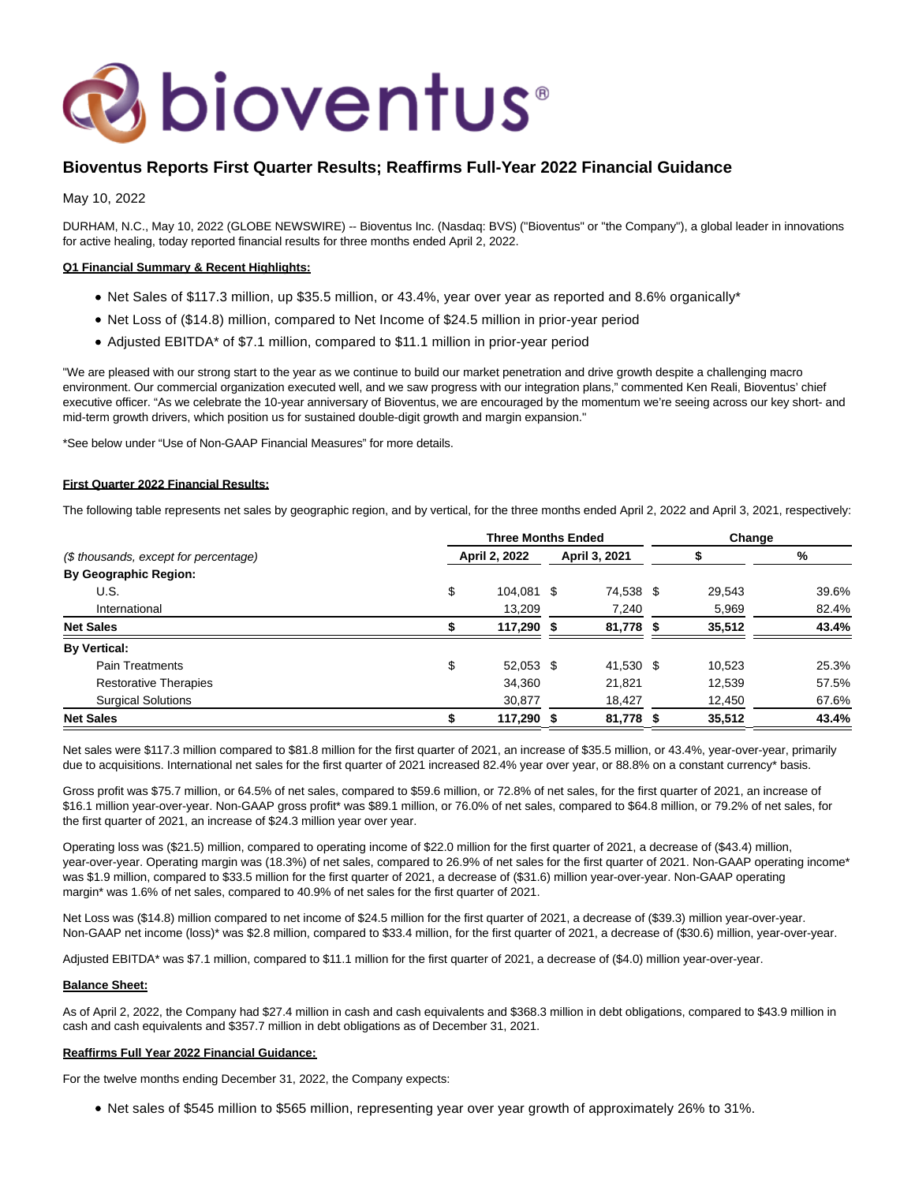# Bioventus Reports First Quarter Results; Reaffirms Full-Year 2022 Financial Guidance

May 10, 2022

DURHAM, N.C., May 10, 2022 (GLOBE NEWSWIRE) -- Bioventus Inc. (Nasdaq: BVS) ("Bioventus" or "the Company"), a global leader in innovations for active healing, today reported financial results for three months ended April 2, 2022.

**Q1 Financial Summary & Recent Highlights:**

- Net Sales of $117.3 million, up $35.5 million, or 43.4%, year over year as reported and 8.6% organically*
- Net Loss of ($14.8) million, compared to Net Income of $24.5 million in prior-year period
- Adjusted EBITDA* of $7.1 million, compared to $11.1 million in prior-year period

"We are pleased with our strong start to the year as we continue to build our market penetration and drive growth despite a challenging macro environment. Our commercial organization executed well, and we saw progress with our integration plans," commented Ken Reali, Bioventus' chief executive officer. "As we celebrate the 10-year anniversary of Bioventus, we are encouraged by the momentum we're seeing across our key short- and mid-term growth drivers, which position us for sustained double-digit growth and margin expansion."

*See below under "Use of Non-GAAP Financial Measures" for more details.

**First Quarter 2022 Financial Results:**

The following table represents net sales by geographic region, and by vertical, for the three months ended April 2, 2022 and April 3, 2021, respectively:

| | Three Months Ended | | Change | |
|---|---|---|---|---|
| *($ thousands, except for percentage)* | April 2, 2022 | April 3, 2021 | $ | % |
| **By Geographic Region:** | | | | |
| U.S. | $ 104,081 | $ 74,538 | $ 29,543 | 39.6% |
| International | 13,209 | 7,240 | 5,969 | 82.4% |
| **Net Sales** | **$ 117,290** | **$ 81,778** | **$ 35,512** | **43.4%** |
| **By Vertical:** | | | | |
| Pain Treatments | $ 52,053 | $ 41,530 | $ 10,523 | 25.3% |
| Restorative Therapies | 34,360 | 21,821 | 12,539 | 57.5% |
| Surgical Solutions | 30,877 | 18,427 | 12,450 | 67.6% |
| **Net Sales** | **$ 117,290** | **$ 81,778** | **$ 35,512** | **43.4%** |

Net sales were $117.3 million compared to $81.8 million for the first quarter of 2021, an increase of $35.5 million, or 43.4%, year-over-year, primarily due to acquisitions. International net sales for the first quarter of 2021 increased 82.4% year over year, or 88.8% on a constant currency* basis.

Gross profit was $75.7 million, or 64.5% of net sales, compared to $59.6 million, or 72.8% of net sales, for the first quarter of 2021, an increase of $16.1 million year-over-year. Non-GAAP gross profit* was $89.1 million, or 76.0% of net sales, compared to $64.8 million, or 79.2% of net sales, for the first quarter of 2021, an increase of $24.3 million year over year.

Operating loss was ($21.5) million, compared to operating income of $22.0 million for the first quarter of 2021, a decrease of ($43.4) million, year-over-year. Operating margin was (18.3%) of net sales, compared to 26.9% of net sales for the first quarter of 2021. Non-GAAP operating income* was $1.9 million, compared to $33.5 million for the first quarter of 2021, a decrease of ($31.6) million year-over-year. Non-GAAP operating margin* was 1.6% of net sales, compared to 40.9% of net sales for the first quarter of 2021.

Net Loss was ($14.8) million compared to net income of $24.5 million for the first quarter of 2021, a decrease of ($39.3) million year-over-year. Non-GAAP net income (loss)* was $2.8 million, compared to $33.4 million, for the first quarter of 2021, a decrease of ($30.6) million, year-over-year.

Adjusted EBITDA* was $7.1 million, compared to $11.1 million for the first quarter of 2021, a decrease of ($4.0) million year-over-year.

**Balance Sheet:**

As of April 2, 2022, the Company had $27.4 million in cash and cash equivalents and $368.3 million in debt obligations, compared to $43.9 million in cash and cash equivalents and $357.7 million in debt obligations as of December 31, 2021.

**Reaffirms Full Year 2022 Financial Guidance:**

For the twelve months ending December 31, 2022, the Company expects:

- Net sales of $545 million to $565 million, representing year over year growth of approximately 26% to 31%.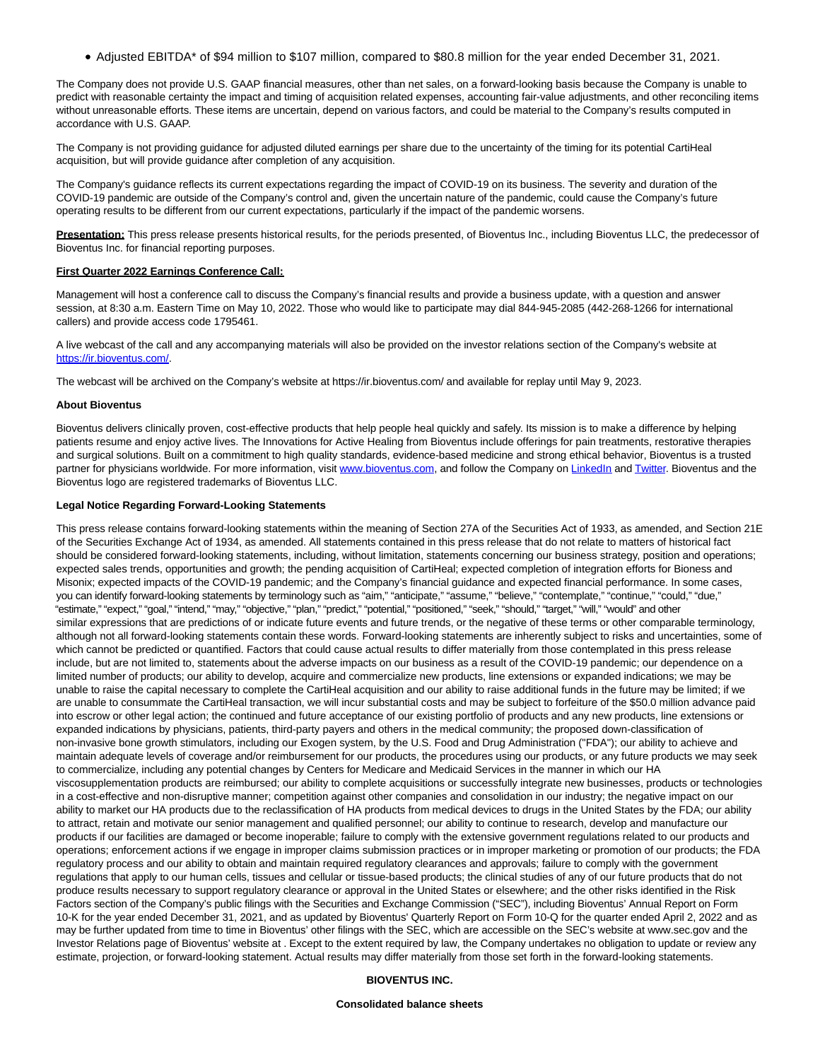- Adjusted EBITDA* of $94 million to $107 million, compared to $80.8 million for the year ended December 31, 2021.

The Company does not provide U.S. GAAP financial measures, other than net sales, on a forward-looking basis because the Company is unable to predict with reasonable certainty the impact and timing of acquisition related expenses, accounting fair-value adjustments, and other reconciling items without unreasonable efforts. These items are uncertain, depend on various factors, and could be material to the Company's results computed in accordance with U.S. GAAP.

The Company is not providing guidance for adjusted diluted earnings per share due to the uncertainty of the timing for its potential CartiHeal acquisition, but will provide guidance after completion of any acquisition.

The Company's guidance reflects its current expectations regarding the impact of COVID-19 on its business. The severity and duration of the COVID-19 pandemic are outside of the Company's control and, given the uncertain nature of the pandemic, could cause the Company's future operating results to be different from our current expectations, particularly if the impact of the pandemic worsens.

**Presentation:** This press release presents historical results, for the periods presented, of Bioventus Inc., including Bioventus LLC, the predecessor of Bioventus Inc. for financial reporting purposes.

**First Quarter 2022 Earnings Conference Call:**

Management will host a conference call to discuss the Company's financial results and provide a business update, with a question and answer session, at 8:30 a.m. Eastern Time on May 10, 2022. Those who would like to participate may dial 844-945-2085 (442-268-1266 for international callers) and provide access code 1795461.

A live webcast of the call and any accompanying materials will also be provided on the investor relations section of the Company's website at https://ir.bioventus.com/.

The webcast will be archived on the Company's website at https://ir.bioventus.com/ and available for replay until May 9, 2023.

**About Bioventus**

Bioventus delivers clinically proven, cost-effective products that help people heal quickly and safely. Its mission is to make a difference by helping patients resume and enjoy active lives. The Innovations for Active Healing from Bioventus include offerings for pain treatments, restorative therapies and surgical solutions. Built on a commitment to high quality standards, evidence-based medicine and strong ethical behavior, Bioventus is a trusted partner for physicians worldwide. For more information, visit www.bioventus.com, and follow the Company on LinkedIn and Twitter. Bioventus and the Bioventus logo are registered trademarks of Bioventus LLC.

**Legal Notice Regarding Forward-Looking Statements**

This press release contains forward-looking statements within the meaning of Section 27A of the Securities Act of 1933, as amended, and Section 21E of the Securities Exchange Act of 1934, as amended. All statements contained in this press release that do not relate to matters of historical fact should be considered forward-looking statements, including, without limitation, statements concerning our business strategy, position and operations; expected sales trends, opportunities and growth; the pending acquisition of CartiHeal; expected completion of integration efforts for Bioness and Misonix; expected impacts of the COVID-19 pandemic; and the Company's financial guidance and expected financial performance. In some cases, you can identify forward-looking statements by terminology such as "aim," "anticipate," "assume," "believe," "contemplate," "continue," "could," "due," "estimate," "expect," "goal," "intend," "may," "objective," "plan," "predict," "potential," "positioned," "seek," "should," "target," "will," "would" and other similar expressions that are predictions of or indicate future events and future trends, or the negative of these terms or other comparable terminology, although not all forward-looking statements contain these words. Forward-looking statements are inherently subject to risks and uncertainties, some of which cannot be predicted or quantified. Factors that could cause actual results to differ materially from those contemplated in this press release include, but are not limited to, statements about the adverse impacts on our business as a result of the COVID-19 pandemic; our dependence on a limited number of products; our ability to develop, acquire and commercialize new products, line extensions or expanded indications; we may be unable to raise the capital necessary to complete the CartiHeal acquisition and our ability to raise additional funds in the future may be limited; if we are unable to consummate the CartiHeal transaction, we will incur substantial costs and may be subject to forfeiture of the $50.0 million advance paid into escrow or other legal action; the continued and future acceptance of our existing portfolio of products and any new products, line extensions or expanded indications by physicians, patients, third-party payers and others in the medical community; the proposed down-classification of non-invasive bone growth stimulators, including our Exogen system, by the U.S. Food and Drug Administration ("FDA"); our ability to achieve and maintain adequate levels of coverage and/or reimbursement for our products, the procedures using our products, or any future products we may seek to commercialize, including any potential changes by Centers for Medicare and Medicaid Services in the manner in which our HA viscosupplementation products are reimbursed; our ability to complete acquisitions or successfully integrate new businesses, products or technologies in a cost-effective and non-disruptive manner; competition against other companies and consolidation in our industry; the negative impact on our ability to market our HA products due to the reclassification of HA products from medical devices to drugs in the United States by the FDA; our ability to attract, retain and motivate our senior management and qualified personnel; our ability to continue to research, develop and manufacture our products if our facilities are damaged or become inoperable; failure to comply with the extensive government regulations related to our products and operations; enforcement actions if we engage in improper claims submission practices or in improper marketing or promotion of our products; the FDA regulatory process and our ability to obtain and maintain required regulatory clearances and approvals; failure to comply with the government regulations that apply to our human cells, tissues and cellular or tissue-based products; the clinical studies of any of our future products that do not produce results necessary to support regulatory clearance or approval in the United States or elsewhere; and the other risks identified in the Risk Factors section of the Company's public filings with the Securities and Exchange Commission ("SEC"), including Bioventus' Annual Report on Form 10-K for the year ended December 31, 2021, and as updated by Bioventus' Quarterly Report on Form 10-Q for the quarter ended April 2, 2022 and as may be further updated from time to time in Bioventus' other filings with the SEC, which are accessible on the SEC's website at www.sec.gov and the Investor Relations page of Bioventus' website at . Except to the extent required by law, the Company undertakes no obligation to update or review any estimate, projection, or forward-looking statement. Actual results may differ materially from those set forth in the forward-looking statements.

**BIOVENTUS INC.**

**Consolidated balance sheets**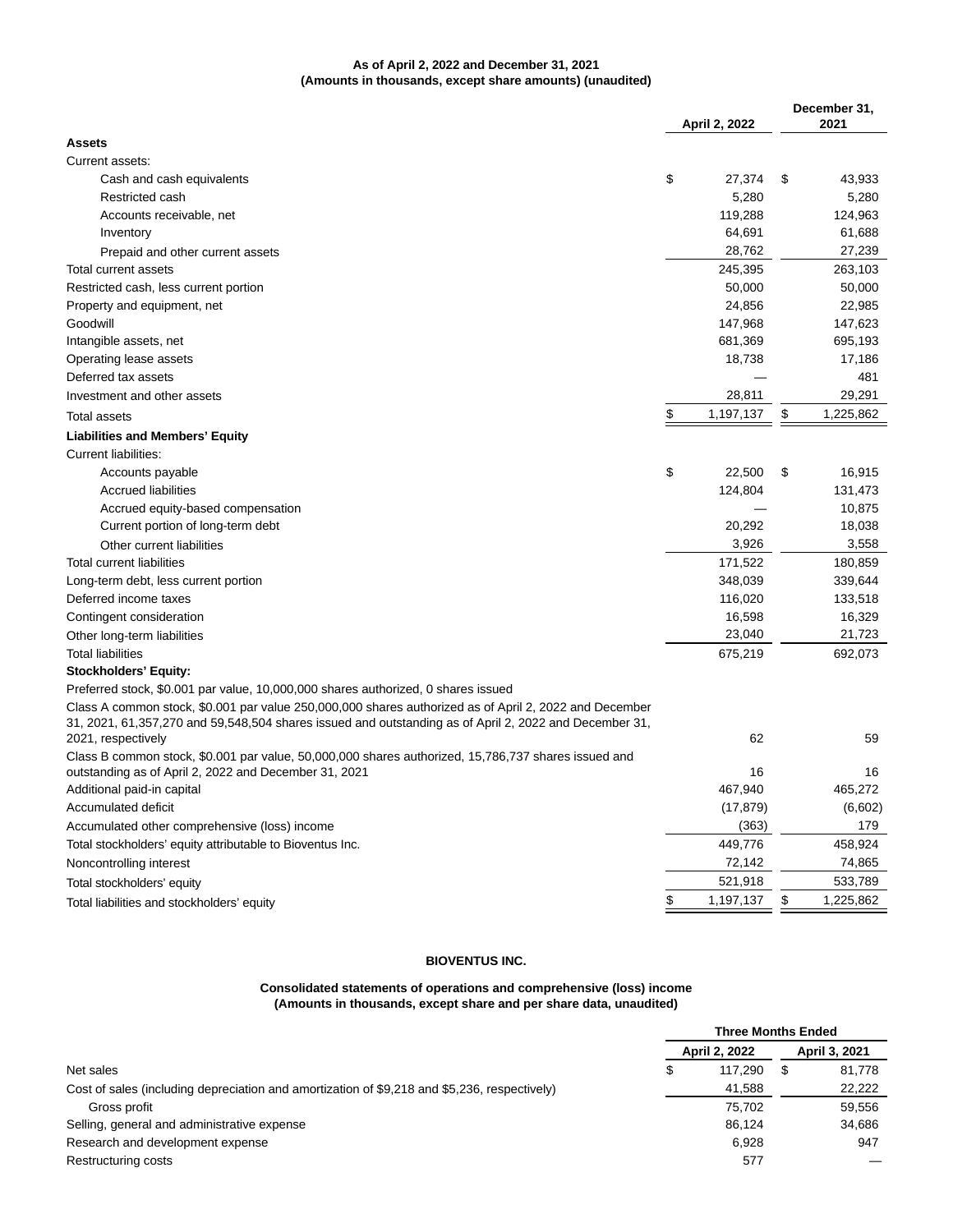**As of April 2, 2022 and December 31, 2021**
**(Amounts in thousands, except share amounts) (unaudited)**

| | April 2, 2022 | December 31, 2021 |
|---|---|---|
| **Assets** | | |
| Current assets: | | |
| Cash and cash equivalents | $ 27,374 | $ 43,933 |
| Restricted cash | 5,280 | 5,280 |
| Accounts receivable, net | 119,288 | 124,963 |
| Inventory | 64,691 | 61,688 |
| Prepaid and other current assets | 28,762 | 27,239 |
| Total current assets | 245,395 | 263,103 |
| Restricted cash, less current portion | 50,000 | 50,000 |
| Property and equipment, net | 24,856 | 22,985 |
| Goodwill | 147,968 | 147,623 |
| Intangible assets, net | 681,369 | 695,193 |
| Operating lease assets | 18,738 | 17,186 |
| Deferred tax assets | — | 481 |
| Investment and other assets | 28,811 | 29,291 |
| Total assets | $ 1,197,137 | $ 1,225,862 |
| **Liabilities and Members' Equity** | | |
| Current liabilities: | | |
| Accounts payable | $ 22,500 | $ 16,915 |
| Accrued liabilities | 124,804 | 131,473 |
| Accrued equity-based compensation | — | 10,875 |
| Current portion of long-term debt | 20,292 | 18,038 |
| Other current liabilities | 3,926 | 3,558 |
| Total current liabilities | 171,522 | 180,859 |
| Long-term debt, less current portion | 348,039 | 339,644 |
| Deferred income taxes | 116,020 | 133,518 |
| Contingent consideration | 16,598 | 16,329 |
| Other long-term liabilities | 23,040 | 21,723 |
| Total liabilities | 675,219 | 692,073 |
| **Stockholders' Equity:** | | |
| Preferred stock, $0.001 par value, 10,000,000 shares authorized, 0 shares issued | | |
| Class A common stock, $0.001 par value 250,000,000 shares authorized as of April 2, 2022 and December 31, 2021, 61,357,270 and 59,548,504 shares issued and outstanding as of April 2, 2022 and December 31, 2021, respectively | 62 | 59 |
| Class B common stock, $0.001 par value, 50,000,000 shares authorized, 15,786,737 shares issued and outstanding as of April 2, 2022 and December 31, 2021 | 16 | 16 |
| Additional paid-in capital | 467,940 | 465,272 |
| Accumulated deficit | (17,879) | (6,602) |
| Accumulated other comprehensive (loss) income | (363) | 179 |
| Total stockholders' equity attributable to Bioventus Inc. | 449,776 | 458,924 |
| Noncontrolling interest | 72,142 | 74,865 |
| Total stockholders' equity | 521,918 | 533,789 |
| Total liabilities and stockholders' equity | $ 1,197,137 | $ 1,225,862 |

**BIOVENTUS INC.**

**Consolidated statements of operations and comprehensive (loss) income**
**(Amounts in thousands, except share and per share data, unaudited)**

| | Three Months Ended | |
|---|---|---|
| | April 2, 2022 | April 3, 2021 |
| Net sales | $ 117,290 | $ 81,778 |
| Cost of sales (including depreciation and amortization of $9,218 and $5,236, respectively) | 41,588 | 22,222 |
| Gross profit | 75,702 | 59,556 |
| Selling, general and administrative expense | 86,124 | 34,686 |
| Research and development expense | 6,928 | 947 |
| Restructuring costs | 577 | — |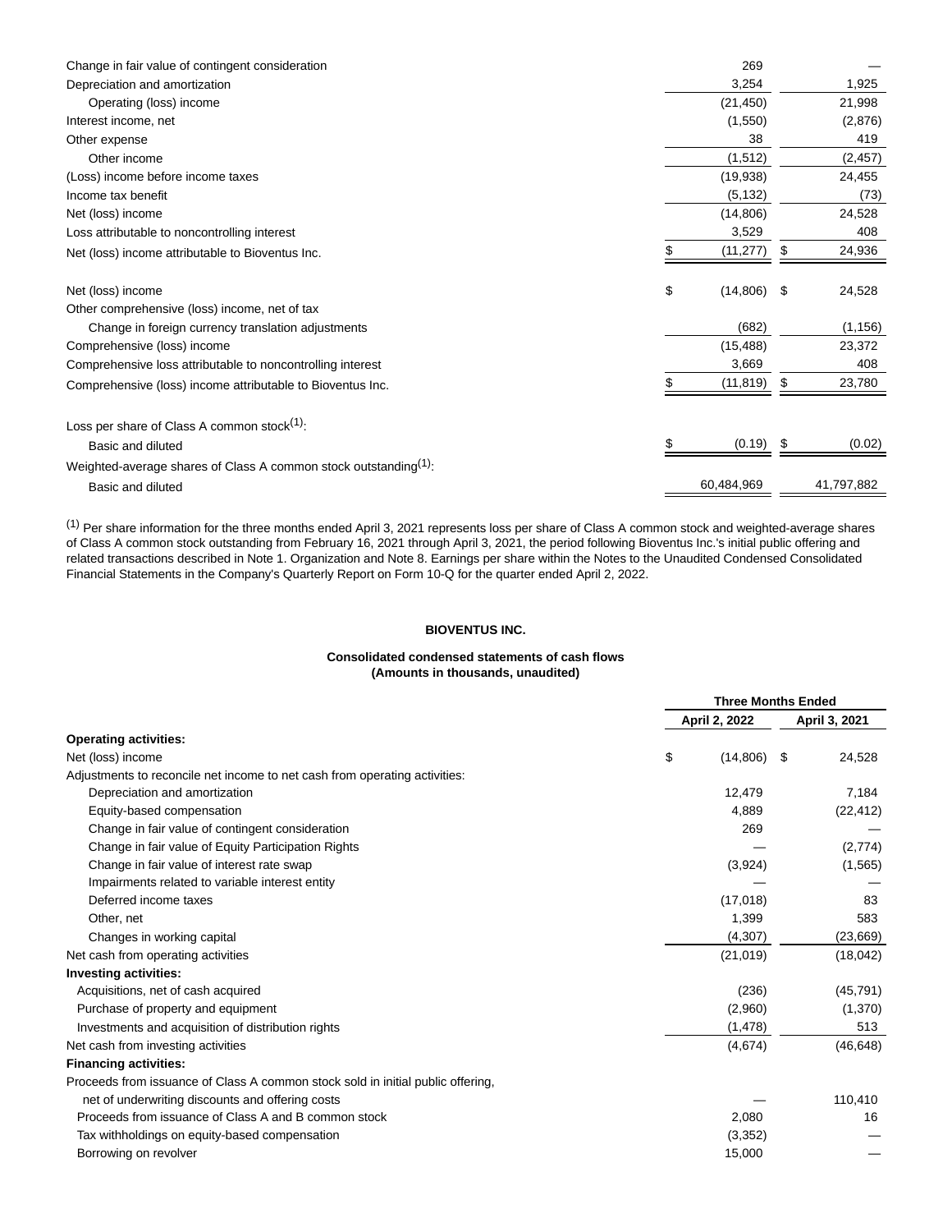| | | |
|---|---|---|
| Change in fair value of contingent consideration | 269 | — |
| Depreciation and amortization | 3,254 | 1,925 |
| Operating (loss) income | (21,450) | 21,998 |
| Interest income, net | (1,550) | (2,876) |
| Other expense | 38 | 419 |
| Other income | (1,512) | (2,457) |
| (Loss) income before income taxes | (19,938) | 24,455 |
| Income tax benefit | (5,132) | (73) |
| Net (loss) income | (14,806) | 24,528 |
| Loss attributable to noncontrolling interest | 3,529 | 408 |
| Net (loss) income attributable to Bioventus Inc. | $ (11,277) | $ 24,936 |
| | | |
| Net (loss) income | $ (14,806) | $ 24,528 |
| Other comprehensive (loss) income, net of tax | | |
| Change in foreign currency translation adjustments | (682) | (1,156) |
| Comprehensive (loss) income | (15,488) | 23,372 |
| Comprehensive loss attributable to noncontrolling interest | 3,669 | 408 |
| Comprehensive (loss) income attributable to Bioventus Inc. | $ (11,819) | $ 23,780 |
| | | |
| Loss per share of Class A common stock[(1)]: | | |
| Basic and diluted | $ (0.19) | $ (0.02) |
| Weighted-average shares of Class A common stock outstanding[(1)]: | | |
| Basic and diluted | 60,484,969 | 41,797,882 |

[(1)] Per share information for the three months ended April 3, 2021 represents loss per share of Class A common stock and weighted-average shares of Class A common stock outstanding from February 16, 2021 through April 3, 2021, the period following Bioventus Inc.'s initial public offering and related transactions described in Note 1. Organization and Note 8. Earnings per share within the Notes to the Unaudited Condensed Consolidated Financial Statements in the Company's Quarterly Report on Form 10-Q for the quarter ended April 2, 2022.

**BIOVENTUS INC.**

**Consolidated condensed statements of cash flows**
**(Amounts in thousands, unaudited)**

| | Three Months Ended | |
|---|---|---|
| | April 2, 2022 | April 3, 2021 |
| **Operating activities:** | | |
| Net (loss) income | $ (14,806) | $ 24,528 |
| Adjustments to reconcile net income to net cash from operating activities: | | |
| Depreciation and amortization | 12,479 | 7,184 |
| Equity-based compensation | 4,889 | (22,412) |
| Change in fair value of contingent consideration | 269 | — |
| Change in fair value of Equity Participation Rights | — | (2,774) |
| Change in fair value of interest rate swap | (3,924) | (1,565) |
| Impairments related to variable interest entity | — | — |
| Deferred income taxes | (17,018) | 83 |
| Other, net | 1,399 | 583 |
| Changes in working capital | (4,307) | (23,669) |
| Net cash from operating activities | (21,019) | (18,042) |
| **Investing activities:** | | |
| Acquisitions, net of cash acquired | (236) | (45,791) |
| Purchase of property and equipment | (2,960) | (1,370) |
| Investments and acquisition of distribution rights | (1,478) | 513 |
| Net cash from investing activities | (4,674) | (46,648) |
| **Financing activities:** | | |
| Proceeds from issuance of Class A common stock sold in initial public offering, net of underwriting discounts and offering costs | — | 110,410 |
| Proceeds from issuance of Class A and B common stock | 2,080 | 16 |
| Tax withholdings on equity-based compensation | (3,352) | — |
| Borrowing on revolver | 15,000 | — |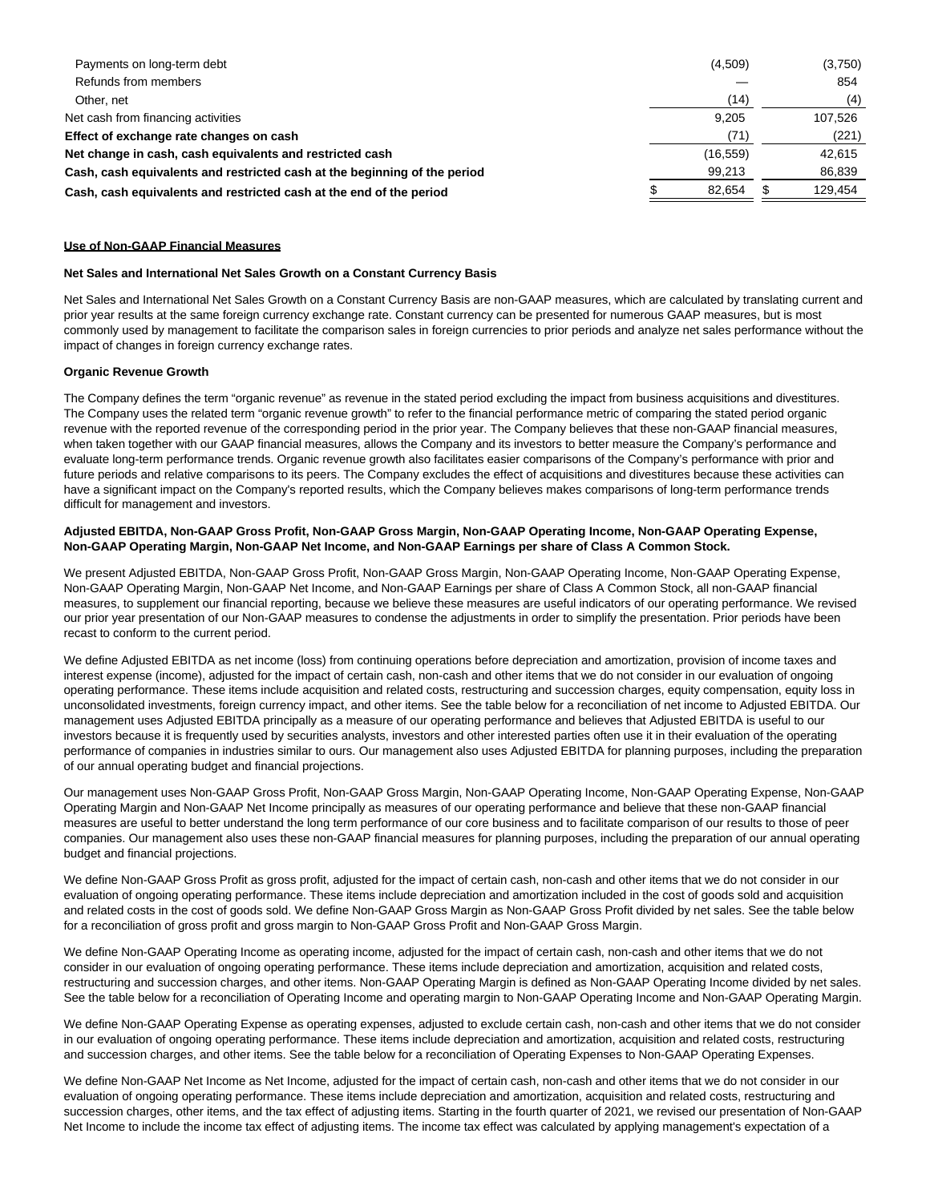| | | |
|---|---|---|
| Payments on long-term debt | (4,509) | (3,750) |
| Refunds from members | — | 854 |
| Other, net | (14) | (4) |
| Net cash from financing activities | 9,205 | 107,526 |
| **Effect of exchange rate changes on cash** | (71) | (221) |
| **Net change in cash, cash equivalents and restricted cash** | (16,559) | 42,615 |
| **Cash, cash equivalents and restricted cash at the beginning of the period** | 99,213 | 86,839 |
| **Cash, cash equivalents and restricted cash at the end of the period** | $ 82,654 | $ 129,454 |

**Use of Non-GAAP Financial Measures**

**Net Sales and International Net Sales Growth on a Constant Currency Basis**

Net Sales and International Net Sales Growth on a Constant Currency Basis are non-GAAP measures, which are calculated by translating current and prior year results at the same foreign currency exchange rate. Constant currency can be presented for numerous GAAP measures, but is most commonly used by management to facilitate the comparison sales in foreign currencies to prior periods and analyze net sales performance without the impact of changes in foreign currency exchange rates.

**Organic Revenue Growth**

The Company defines the term "organic revenue" as revenue in the stated period excluding the impact from business acquisitions and divestitures. The Company uses the related term "organic revenue growth" to refer to the financial performance metric of comparing the stated period organic revenue with the reported revenue of the corresponding period in the prior year. The Company believes that these non-GAAP financial measures, when taken together with our GAAP financial measures, allows the Company and its investors to better measure the Company's performance and evaluate long-term performance trends. Organic revenue growth also facilitates easier comparisons of the Company's performance with prior and future periods and relative comparisons to its peers. The Company excludes the effect of acquisitions and divestitures because these activities can have a significant impact on the Company's reported results, which the Company believes makes comparisons of long-term performance trends difficult for management and investors.

**Adjusted EBITDA, Non-GAAP Gross Profit, Non-GAAP Gross Margin, Non-GAAP Operating Income, Non-GAAP Operating Expense, Non-GAAP Operating Margin, Non-GAAP Net Income, and Non-GAAP Earnings per share of Class A Common Stock.**

We present Adjusted EBITDA, Non-GAAP Gross Profit, Non-GAAP Gross Margin, Non-GAAP Operating Income, Non-GAAP Operating Expense, Non-GAAP Operating Margin, Non-GAAP Net Income, and Non-GAAP Earnings per share of Class A Common Stock, all non-GAAP financial measures, to supplement our financial reporting, because we believe these measures are useful indicators of our operating performance. We revised our prior year presentation of our Non-GAAP measures to condense the adjustments in order to simplify the presentation. Prior periods have been recast to conform to the current period.

We define Adjusted EBITDA as net income (loss) from continuing operations before depreciation and amortization, provision of income taxes and interest expense (income), adjusted for the impact of certain cash, non-cash and other items that we do not consider in our evaluation of ongoing operating performance. These items include acquisition and related costs, restructuring and succession charges, equity compensation, equity loss in unconsolidated investments, foreign currency impact, and other items. See the table below for a reconciliation of net income to Adjusted EBITDA. Our management uses Adjusted EBITDA principally as a measure of our operating performance and believes that Adjusted EBITDA is useful to our investors because it is frequently used by securities analysts, investors and other interested parties often use it in their evaluation of the operating performance of companies in industries similar to ours. Our management also uses Adjusted EBITDA for planning purposes, including the preparation of our annual operating budget and financial projections.

Our management uses Non-GAAP Gross Profit, Non-GAAP Gross Margin, Non-GAAP Operating Income, Non-GAAP Operating Expense, Non-GAAP Operating Margin and Non-GAAP Net Income principally as measures of our operating performance and believe that these non-GAAP financial measures are useful to better understand the long term performance of our core business and to facilitate comparison of our results to those of peer companies. Our management also uses these non-GAAP financial measures for planning purposes, including the preparation of our annual operating budget and financial projections.

We define Non-GAAP Gross Profit as gross profit, adjusted for the impact of certain cash, non-cash and other items that we do not consider in our evaluation of ongoing operating performance. These items include depreciation and amortization included in the cost of goods sold and acquisition and related costs in the cost of goods sold. We define Non-GAAP Gross Margin as Non-GAAP Gross Profit divided by net sales. See the table below for a reconciliation of gross profit and gross margin to Non-GAAP Gross Profit and Non-GAAP Gross Margin.

We define Non-GAAP Operating Income as operating income, adjusted for the impact of certain cash, non-cash and other items that we do not consider in our evaluation of ongoing operating performance. These items include depreciation and amortization, acquisition and related costs, restructuring and succession charges, and other items. Non-GAAP Operating Margin is defined as Non-GAAP Operating Income divided by net sales. See the table below for a reconciliation of Operating Income and operating margin to Non-GAAP Operating Income and Non-GAAP Operating Margin.

We define Non-GAAP Operating Expense as operating expenses, adjusted to exclude certain cash, non-cash and other items that we do not consider in our evaluation of ongoing operating performance. These items include depreciation and amortization, acquisition and related costs, restructuring and succession charges, and other items. See the table below for a reconciliation of Operating Expenses to Non-GAAP Operating Expenses.

We define Non-GAAP Net Income as Net Income, adjusted for the impact of certain cash, non-cash and other items that we do not consider in our evaluation of ongoing operating performance. These items include depreciation and amortization, acquisition and related costs, restructuring and succession charges, other items, and the tax effect of adjusting items. Starting in the fourth quarter of 2021, we revised our presentation of Non-GAAP Net Income to include the income tax effect of adjusting items. The income tax effect was calculated by applying management's expectation of a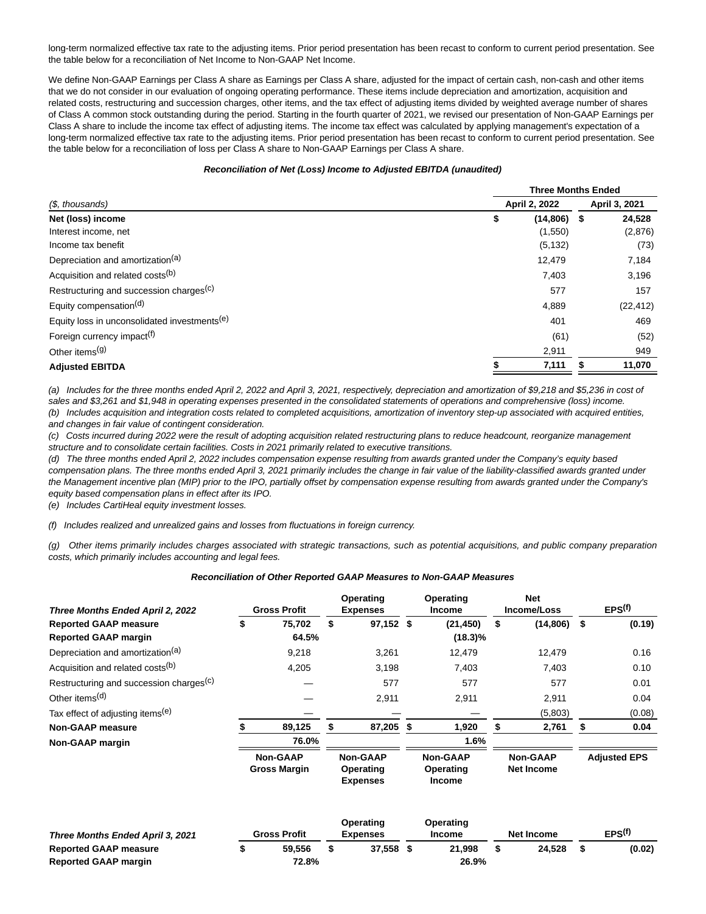long-term normalized effective tax rate to the adjusting items. Prior period presentation has been recast to conform to current period presentation. See the table below for a reconciliation of Net Income to Non-GAAP Net Income.

We define Non-GAAP Earnings per Class A share as Earnings per Class A share, adjusted for the impact of certain cash, non-cash and other items that we do not consider in our evaluation of ongoing operating performance. These items include depreciation and amortization, acquisition and related costs, restructuring and succession charges, other items, and the tax effect of adjusting items divided by weighted average number of shares of Class A common stock outstanding during the period. Starting in the fourth quarter of 2021, we revised our presentation of Non-GAAP Earnings per Class A share to include the income tax effect of adjusting items. The income tax effect was calculated by applying management's expectation of a long-term normalized effective tax rate to the adjusting items. Prior period presentation has been recast to conform to current period presentation. See the table below for a reconciliation of loss per Class A share to Non-GAAP Earnings per Class A share.

**Reconciliation of Net (Loss) Income to Adjusted EBITDA (unaudited)**

| | Three Months Ended | |
|---|---|---|
| *($, thousands)* | April 2, 2022 | April 3, 2021 |
| **Net (loss) income** | $ (14,806) | $ 24,528 |
| Interest income, net | (1,550) | (2,876) |
| Income tax benefit | (5,132) | (73) |
| Depreciation and amortization[(a)] | 12,479 | 7,184 |
| Acquisition and related costs[(b)] | 7,403 | 3,196 |
| Restructuring and succession charges[(c)] | 577 | 157 |
| Equity compensation[(d)] | 4,889 | (22,412) |
| Equity loss in unconsolidated investments[(e)] | 401 | 469 |
| Foreign currency impact[(f)] | (61) | (52) |
| Other items[(g)] | 2,911 | 949 |
| **Adjusted EBITDA** | $ 7,111 | $ 11,070 |

*(a) Includes for the three months ended April 2, 2022 and April 3, 2021, respectively, depreciation and amortization of $9,218 and $5,236 in cost of sales and $3,261 and $1,948 in operating expenses presented in the consolidated statements of operations and comprehensive (loss) income.*
*(b) Includes acquisition and integration costs related to completed acquisitions, amortization of inventory step-up associated with acquired entities, and changes in fair value of contingent consideration.*
*(c) Costs incurred during 2022 were the result of adopting acquisition related restructuring plans to reduce headcount, reorganize management structure and to consolidate certain facilities. Costs in 2021 primarily related to executive transitions.*
*(d) The three months ended April 2, 2022 includes compensation expense resulting from awards granted under the Company's equity based compensation plans. The three months ended April 3, 2021 primarily includes the change in fair value of the liability-classified awards granted under the Management incentive plan (MIP) prior to the IPO, partially offset by compensation expense resulting from awards granted under the Company's equity based compensation plans in effect after its IPO.*
*(e) Includes CartiHeal equity investment losses.*

*(f) Includes realized and unrealized gains and losses from fluctuations in foreign currency.*

*(g) Other items primarily includes charges associated with strategic transactions, such as potential acquisitions, and public company preparation costs, which primarily includes accounting and legal fees.*

**Reconciliation of Other Reported GAAP Measures to Non-GAAP Measures**

| *Three Months Ended April 2, 2022* | Gross Profit | Operating Expenses | Operating Income | Net Income/Loss | EPS[(f)] |
|---|---|---|---|---|---|
| **Reported GAAP measure** | $ 75,702 | $ 97,152 | $ (21,450) | $ (14,806) | $ (0.19) |
| **Reported GAAP margin** | 64.5% | | (18.3)% | | |
| Depreciation and amortization[(a)] | 9,218 | 3,261 | 12,479 | 12,479 | 0.16 |
| Acquisition and related costs[(b)] | 4,205 | 3,198 | 7,403 | 7,403 | 0.10 |
| Restructuring and succession charges[(c)] | — | 577 | 577 | 577 | 0.01 |
| Other items[(d)] | — | 2,911 | 2,911 | 2,911 | 0.04 |
| Tax effect of adjusting items[(e)] | — | — | — | (5,803) | (0.08) |
| **Non-GAAP measure** | $ 89,125 | $ 87,205 | $ 1,920 | $ 2,761 | $ 0.04 |
| **Non-GAAP margin** | 76.0% | | 1.6% | | |
| | Non-GAAP Gross Margin | Non-GAAP Operating Expenses | Non-GAAP Operating Income | Non-GAAP Net Income | Adjusted EPS |

| *Three Months Ended April 3, 2021* | Gross Profit | Operating Expenses | Operating Income | Net Income | EPS[(f)] |
|---|---|---|---|---|---|
| **Reported GAAP measure** | $ 59,556 | $ 37,558 | $ 21,998 | $ 24,528 | $ (0.02) |
| **Reported GAAP margin** | 72.8% | | 26.9% | | |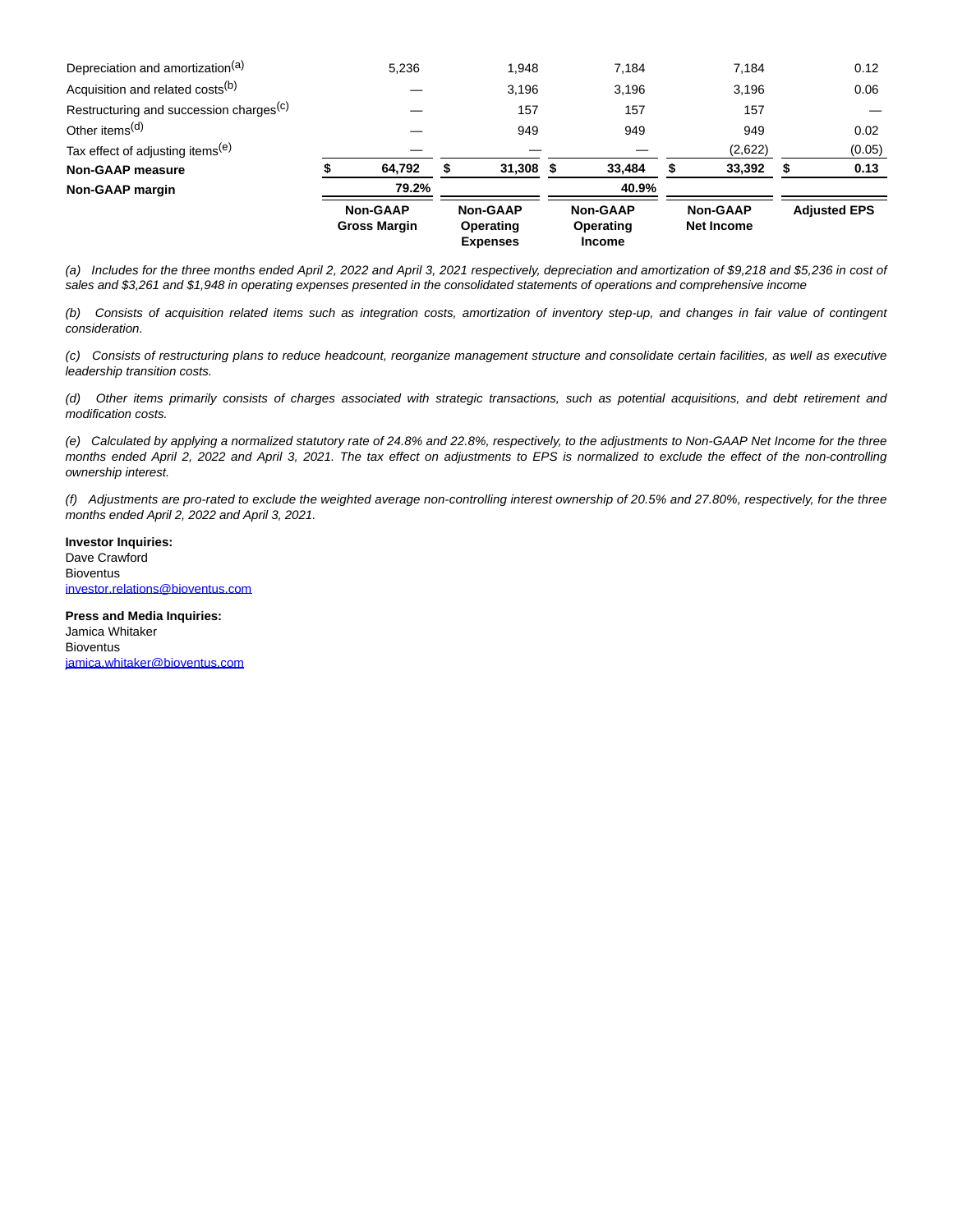| | Non-GAAP Gross Margin | Non-GAAP Operating Expenses | Non-GAAP Operating Income | Non-GAAP Net Income | Adjusted EPS |
|---|---|---|---|---|---|
| Depreciation and amortization[(a)] | 5,236 | 1,948 | 7,184 | 7,184 | 0.12 |
| Acquisition and related costs[(b)] | — | 3,196 | 3,196 | 3,196 | 0.06 |
| Restructuring and succession charges[(c)] | — | 157 | 157 | 157 | — |
| Other items[(d)] | — | 949 | 949 | 949 | 0.02 |
| Tax effect of adjusting items[(e)] | — | — | — | (2,622) | (0.05) |
| **Non-GAAP measure** | **$ 64,792** | **$ 31,308** | **$ 33,484** | **$ 33,392** | **$ 0.13** |
| **Non-GAAP margin** | **79.2%** | | **40.9%** | | |

*(a) Includes for the three months ended April 2, 2022 and April 3, 2021 respectively, depreciation and amortization of $9,218 and $5,236 in cost of sales and $3,261 and $1,948 in operating expenses presented in the consolidated statements of operations and comprehensive income*

*(b) Consists of acquisition related items such as integration costs, amortization of inventory step-up, and changes in fair value of contingent consideration.*

*(c) Consists of restructuring plans to reduce headcount, reorganize management structure and consolidate certain facilities, as well as executive leadership transition costs.*

*(d) Other items primarily consists of charges associated with strategic transactions, such as potential acquisitions, and debt retirement and modification costs.*

*(e) Calculated by applying a normalized statutory rate of 24.8% and 22.8%, respectively, to the adjustments to Non-GAAP Net Income for the three months ended April 2, 2022 and April 3, 2021. The tax effect on adjustments to EPS is normalized to exclude the effect of the non-controlling ownership interest.*

*(f) Adjustments are pro-rated to exclude the weighted average non-controlling interest ownership of 20.5% and 27.80%, respectively, for the three months ended April 2, 2022 and April 3, 2021.*

**Investor Inquiries:**
Dave Crawford
Bioventus
investor.relations@bioventus.com

**Press and Media Inquiries:**
Jamica Whitaker
Bioventus
jamica.whitaker@bioventus.com